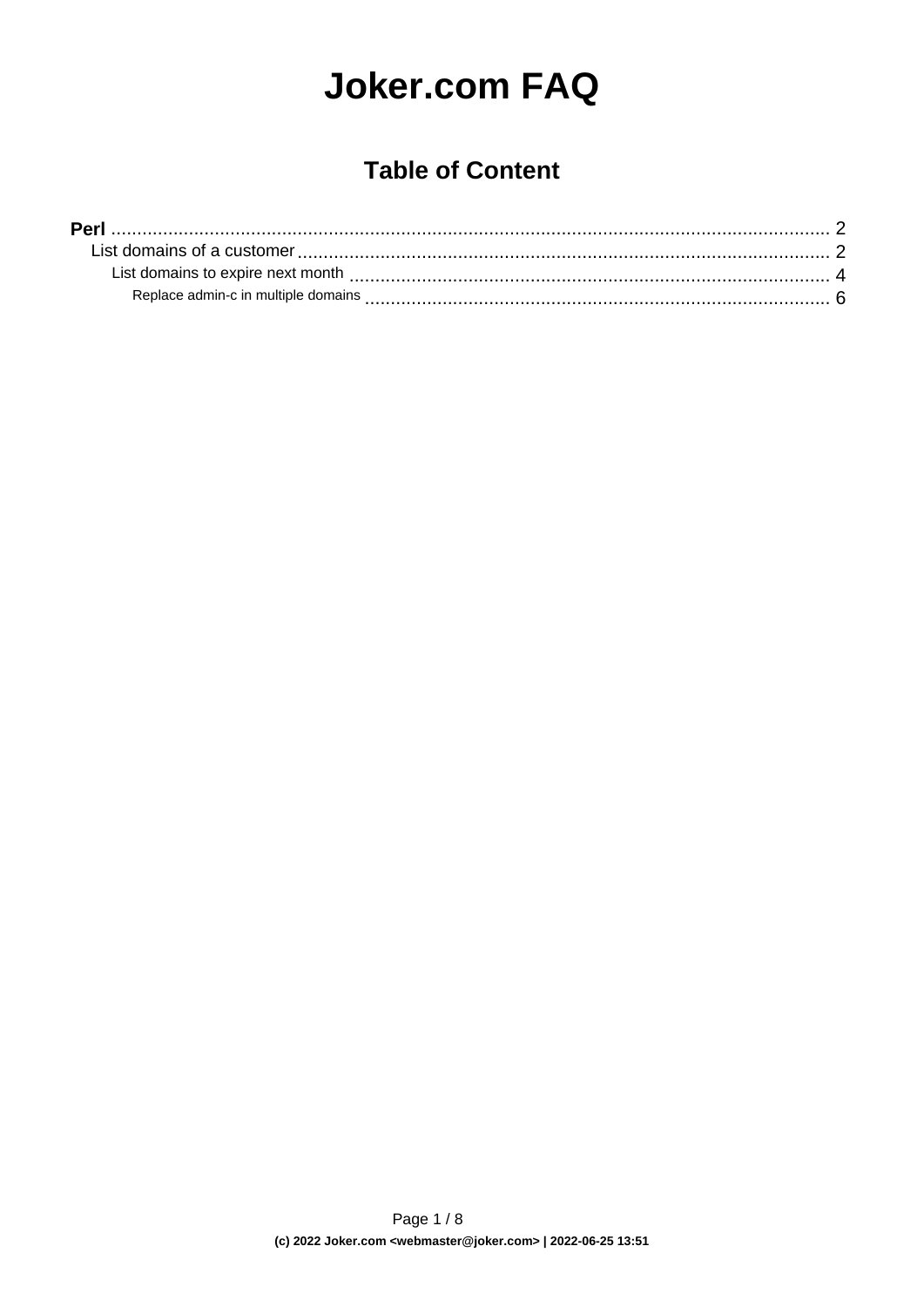# Joker.com FAQ

## Table of Content

- **Perl** ........................................ 2
  - List domains of a customer ........................................ 2
    - List domains to expire next month ........................................ 4
      - Replace admin-c in multiple domains ........................................ 6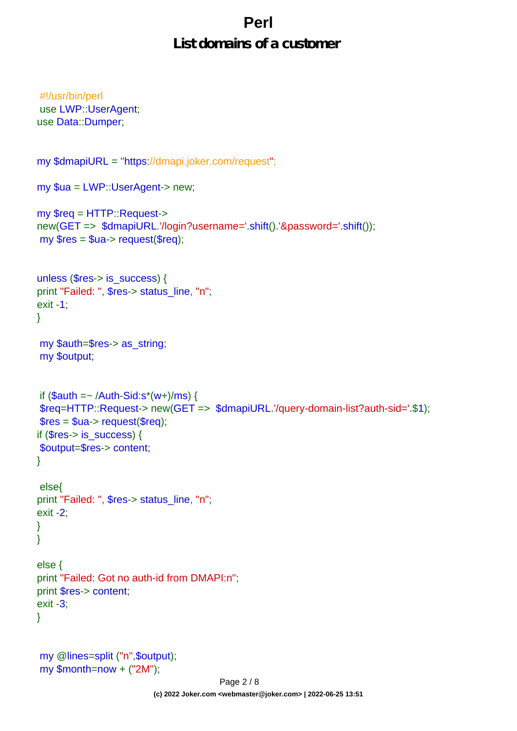# Perl

## List domains of a customer

```
#!/usr/bin/perl
use LWP::UserAgent;
use Data::Dumper;

my $dmapiURL = "https://dmapi.joker.com/request";

my $ua = LWP::UserAgent-> new;

my $req = HTTP::Request->
new(GET =>  $dmapiURL.'/login?username='.shift().'&password='.shift());
my $res = $ua-> request($req);

unless ($res-> is_success) {
print "Failed: ", $res-> status_line, "n";
exit -1;
}

my $auth=$res-> as_string;
my $output;

if ($auth =~ /Auth-Sid:s*(w+)/ms) {
$req=HTTP::Request-> new(GET =>  $dmapiURL.'/query-domain-list?auth-sid='.$1);
$res = $ua-> request($req);
if ($res-> is_success) {
$output=$res-> content;
}

else{
print "Failed: ", $res-> status_line, "n";
exit -2;
}
}

else {
print "Failed: Got no auth-id from DMAPI:n";
print $res-> content;
exit -3;
}

my @lines=split ("n",$output);
my $month=now + ("2M");
```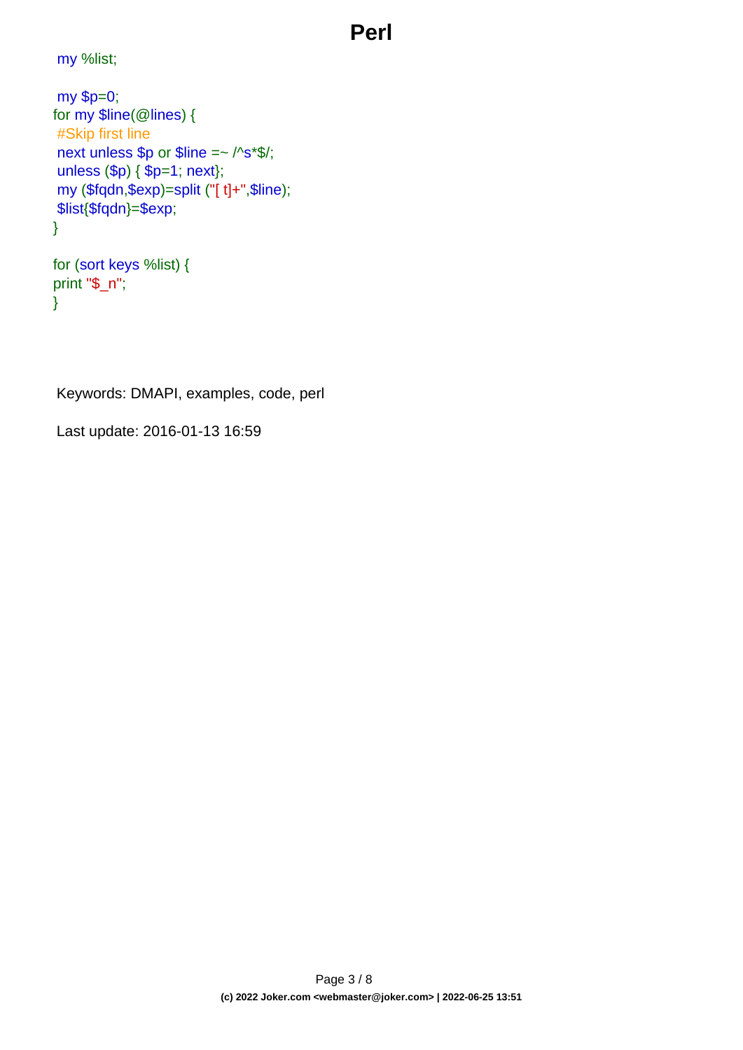# Perl

```
my %list;

my $p=0;
for my $line(@lines) {
#Skip first line
next unless $p or $line =~ /^s*$/;
unless ($p) { $p=1; next};
my ($fqdn,$exp)=split ("[ t]+",$line);
$list{$fqdn}=$exp;
}

for (sort keys %list) {
print "$_n";
}
```

Keywords: DMAPI, examples, code, perl

Last update: 2016-01-13 16:59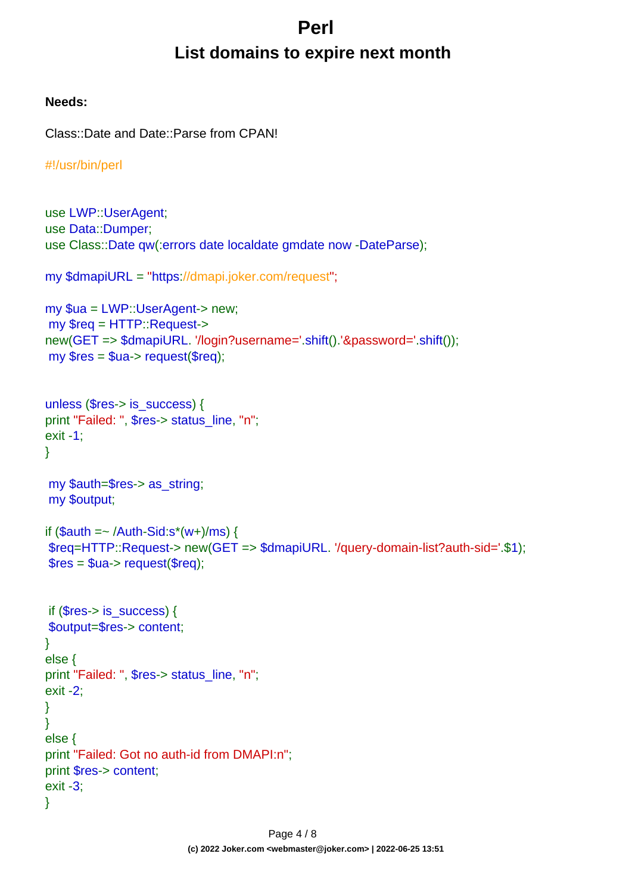# Perl

## List domains to expire next month

**Needs:**

Class::Date and Date::Parse from CPAN!

```
#!/usr/bin/perl


use LWP::UserAgent;
use Data::Dumper;
use Class::Date qw(:errors date localdate gmdate now -DateParse);

my $dmapiURL = "https://dmapi.joker.com/request";

my $ua = LWP::UserAgent-> new;
 my $req = HTTP::Request->
new(GET => $dmapiURL. '/login?username='.shift().'&password='.shift());
 my $res = $ua-> request($req);


unless ($res-> is_success) {
print "Failed: ", $res-> status_line, "n";
exit -1;
}

 my $auth=$res-> as_string;
 my $output;

if ($auth =~ /Auth-Sid:s*(w+)/ms) {
 $req=HTTP::Request-> new(GET => $dmapiURL. '/query-domain-list?auth-sid='.$1);
 $res = $ua-> request($req);


 if ($res-> is_success) {
 $output=$res-> content;
}
else {
print "Failed: ", $res-> status_line, "n";
exit -2;
}
}
else {
print "Failed: Got no auth-id from DMAPI:n";
print $res-> content;
exit -3;
}
```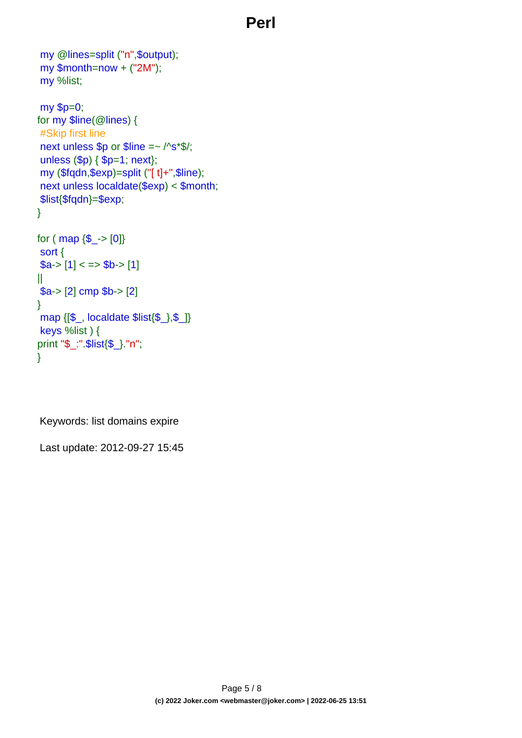```
 my @lines=split ("n",$output);
 my $month=now + ("2M");
 my %list;

 my $p=0;
for my $line(@lines) {
 #Skip first line
 next unless $p or $line =~ /^s*$/;
 unless ($p) { $p=1; next};
 my ($fqdn,$exp)=split ("[ t]+",$line);
 next unless localdate($exp) < $month;
 $list{$fqdn}=$exp;
}

for ( map {$_-> [0]}
 sort {
 $a-> [1] < => $b-> [1]
||
 $a-> [2] cmp $b-> [2]
}
 map {[$_, localdate $list{$_},$_]}
 keys %list ) {
print "$_:".$list{$_}."n";
}
```

Keywords: list domains expire

Last update: 2012-09-27 15:45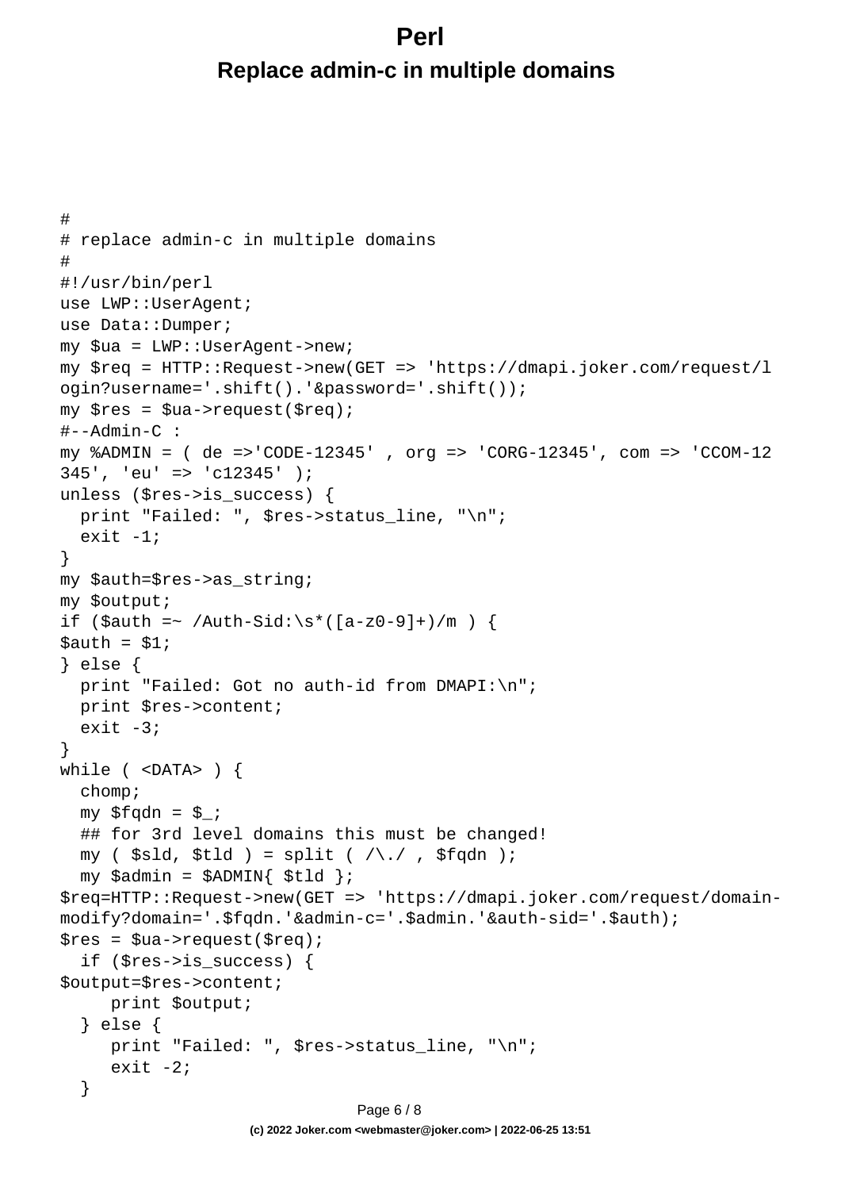# Perl

## Replace admin-c in multiple domains

```
#
# replace admin-c in multiple domains
#
#!/usr/bin/perl
use LWP::UserAgent;
use Data::Dumper;
my $ua = LWP::UserAgent->new;
my $req = HTTP::Request->new(GET => 'https://dmapi.joker.com/request/l
ogin?username='.shift().'&password='.shift());
my $res = $ua->request($req);
#--Admin-C :
my %ADMIN = ( de =>'CODE-12345' , org => 'CORG-12345', com => 'CCOM-12
345', 'eu' => 'c12345' );
unless ($res->is_success) {
  print "Failed: ", $res->status_line, "\n";
  exit -1;
}
my $auth=$res->as_string;
my $output;
if ($auth =~ /Auth-Sid:\s*([a-z0-9]+)/m ) {
$auth = $1;
} else {
  print "Failed: Got no auth-id from DMAPI:\n";
  print $res->content;
  exit -3;
}
while ( <DATA> ) {
  chomp;
  my $fqdn = $_;
  ## for 3rd level domains this must be changed!
  my ( $sld, $tld ) = split ( /\./ , $fqdn );
  my $admin = $ADMIN{ $tld };
$req=HTTP::Request->new(GET => 'https://dmapi.joker.com/request/domain-
modify?domain='.$fqdn.'&admin-c='.$admin.'&auth-sid='.$auth);
$res = $ua->request($req);
  if ($res->is_success) {
$output=$res->content;
     print $output;
  } else {
     print "Failed: ", $res->status_line, "\n";
     exit -2;
  }
```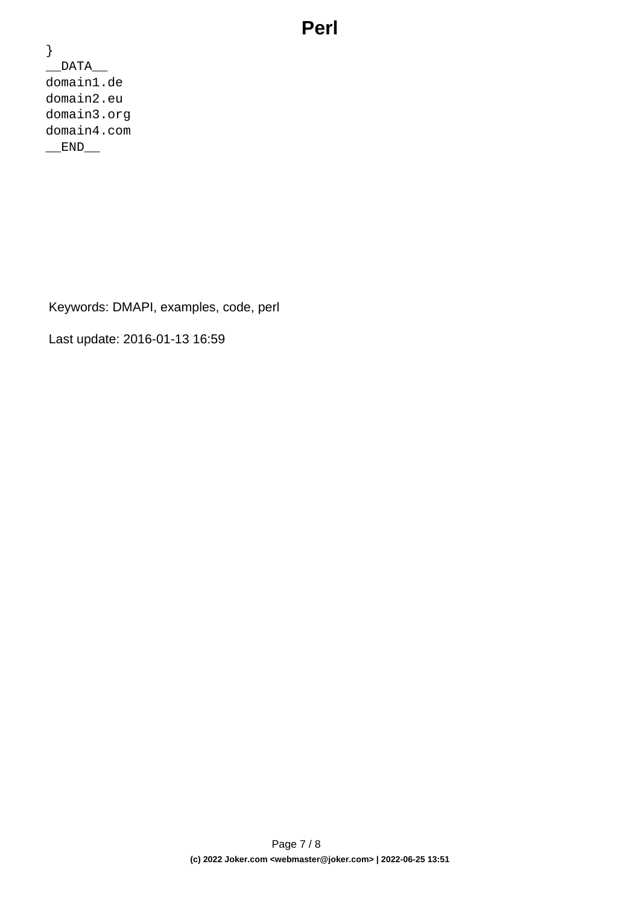```
}
__DATA__
domain1.de
domain2.eu
domain3.org
domain4.com
__END__
```

Keywords: DMAPI, examples, code, perl

Last update: 2016-01-13 16:59